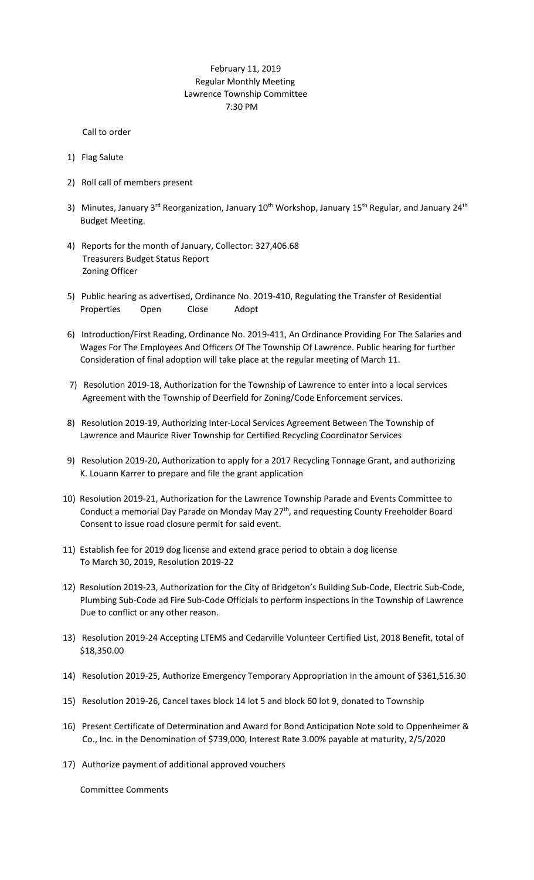February 11, 2019
Regular Monthly Meeting
Lawrence Township Committee
7:30 PM

Call to order

1) Flag Salute

2) Roll call of members present

3) Minutes, January 3rd Reorganization, January 10th Workshop, January 15th Regular, and January 24th Budget Meeting.

4) Reports for the month of January, Collector: 327,406.68
   Treasurers Budget Status Report
   Zoning Officer

5) Public hearing as advertised, Ordinance No. 2019-410, Regulating the Transfer of Residential Properties    Open    Close    Adopt

6) Introduction/First Reading, Ordinance No. 2019-411, An Ordinance Providing For The Salaries and Wages For The Employees And Officers Of The Township Of Lawrence. Public hearing for further Consideration of final adoption will take place at the regular meeting of March 11.

7) Resolution 2019-18, Authorization for the Township of Lawrence to enter into a local services Agreement with the Township of Deerfield for Zoning/Code Enforcement services.

8) Resolution 2019-19, Authorizing Inter-Local Services Agreement Between The Township of Lawrence and Maurice River Township for Certified Recycling Coordinator Services

9) Resolution 2019-20, Authorization to apply for a 2017 Recycling Tonnage Grant, and authorizing K. Louann Karrer to prepare and file the grant application

10) Resolution 2019-21, Authorization for the Lawrence Township Parade and Events Committee to Conduct a memorial Day Parade on Monday May 27th, and requesting County Freeholder Board Consent to issue road closure permit for said event.

11) Establish fee for 2019 dog license and extend grace period to obtain a dog license To March 30, 2019, Resolution 2019-22

12) Resolution 2019-23, Authorization for the City of Bridgeton's Building Sub-Code, Electric Sub-Code, Plumbing Sub-Code ad Fire Sub-Code Officials to perform inspections in the Township of Lawrence Due to conflict or any other reason.

13) Resolution 2019-24 Accepting LTEMS and Cedarville Volunteer Certified List, 2018 Benefit, total of $18,350.00

14) Resolution 2019-25, Authorize Emergency Temporary Appropriation in the amount of $361,516.30

15) Resolution 2019-26, Cancel taxes block 14 lot 5 and block 60 lot 9, donated to Township

16) Present Certificate of Determination and Award for Bond Anticipation Note sold to Oppenheimer & Co., Inc. in the Denomination of $739,000, Interest Rate 3.00% payable at maturity, 2/5/2020

17) Authorize payment of additional approved vouchers

Committee Comments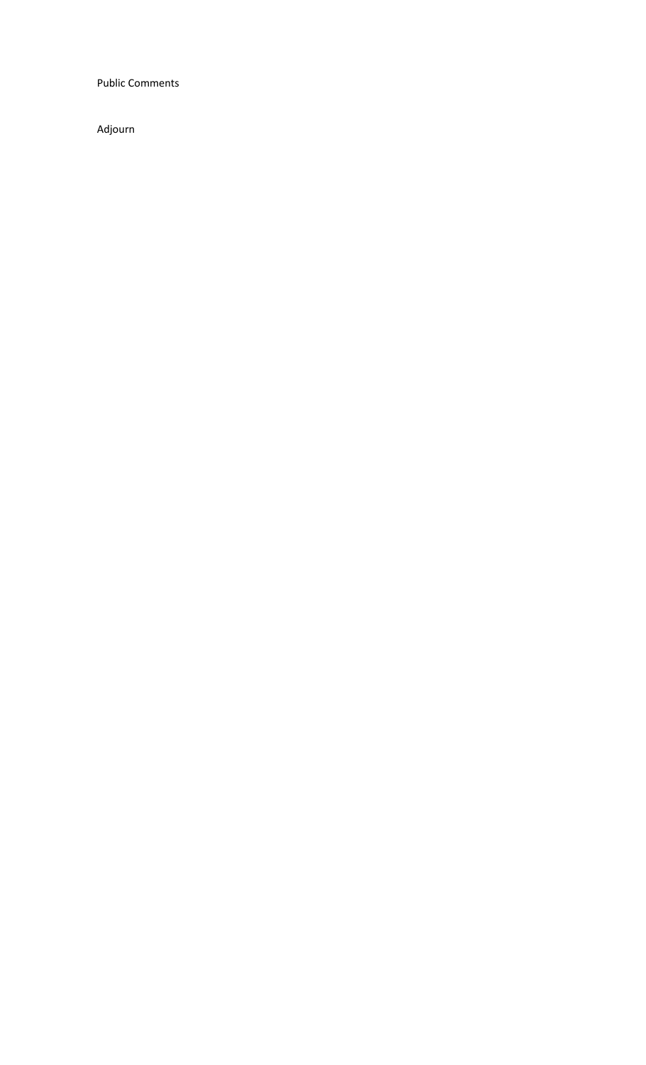Public Comments

Adjourn